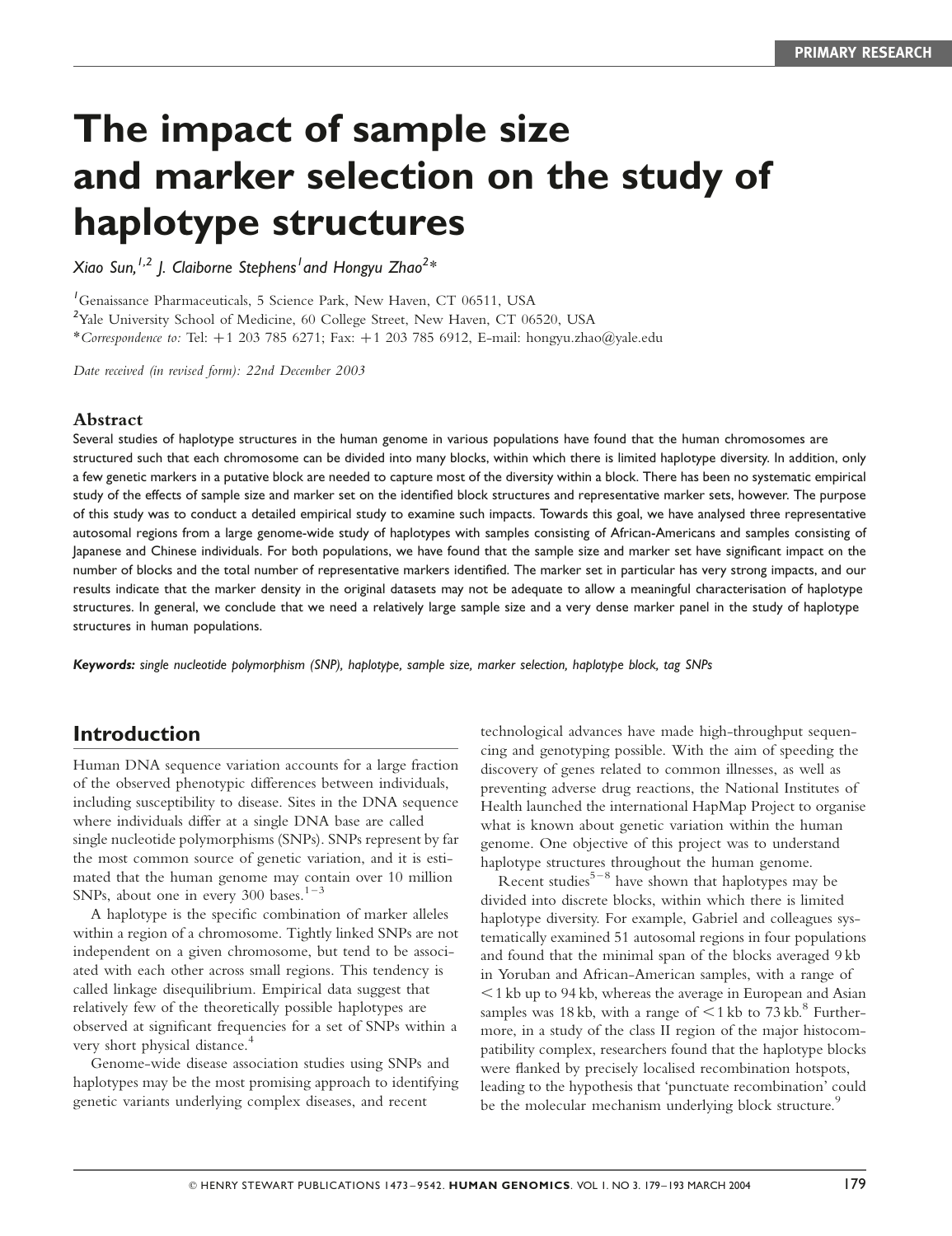PRIMARY RESEARCH

# The impact of sample size and marker selection on the study of haplotype structures

*Xiao Sun,[1,2] J. Claiborne Stephens[1] and Hongyu Zhao[2]\**

[1]Genaissance Pharmaceuticals, 5 Science Park, New Haven, CT 06511, USA
[2]Yale University School of Medicine, 60 College Street, New Haven, CT 06520, USA
\**Correspondence to:* Tel: +1 203 785 6271; Fax: +1 203 785 6912, E-mail: hongyu.zhao@yale.edu

*Date received (in revised form): 22nd December 2003*

## Abstract

Several studies of haplotype structures in the human genome in various populations have found that the human chromosomes are structured such that each chromosome can be divided into many blocks, within which there is limited haplotype diversity. In addition, only a few genetic markers in a putative block are needed to capture most of the diversity within a block. There has been no systematic empirical study of the effects of sample size and marker set on the identified block structures and representative marker sets, however. The purpose of this study was to conduct a detailed empirical study to examine such impacts. Towards this goal, we have analysed three representative autosomal regions from a large genome-wide study of haplotypes with samples consisting of African-Americans and samples consisting of Japanese and Chinese individuals. For both populations, we have found that the sample size and marker set have significant impact on the number of blocks and the total number of representative markers identified. The marker set in particular has very strong impacts, and our results indicate that the marker density in the original datasets may not be adequate to allow a meaningful characterisation of haplotype structures. In general, we conclude that we need a relatively large sample size and a very dense marker panel in the study of haplotype structures in human populations.

***Keywords:*** *single nucleotide polymorphism (SNP), haplotype, sample size, marker selection, haplotype block, tag SNPs*

## Introduction

Human DNA sequence variation accounts for a large fraction of the observed phenotypic differences between individuals, including susceptibility to disease. Sites in the DNA sequence where individuals differ at a single DNA base are called single nucleotide polymorphisms (SNPs). SNPs represent by far the most common source of genetic variation, and it is estimated that the human genome may contain over 10 million SNPs, about one in every 300 bases.[1–3]

A haplotype is the specific combination of marker alleles within a region of a chromosome. Tightly linked SNPs are not independent on a given chromosome, but tend to be associated with each other across small regions. This tendency is called linkage disequilibrium. Empirical data suggest that relatively few of the theoretically possible haplotypes are observed at significant frequencies for a set of SNPs within a very short physical distance.[4]

Genome-wide disease association studies using SNPs and haplotypes may be the most promising approach to identifying genetic variants underlying complex diseases, and recent technological advances have made high-throughput sequencing and genotyping possible. With the aim of speeding the discovery of genes related to common illnesses, as well as preventing adverse drug reactions, the National Institutes of Health launched the international HapMap Project to organise what is known about genetic variation within the human genome. One objective of this project was to understand haplotype structures throughout the human genome.

Recent studies[5–8] have shown that haplotypes may be divided into discrete blocks, within which there is limited haplotype diversity. For example, Gabriel and colleagues systematically examined 51 autosomal regions in four populations and found that the minimal span of the blocks averaged 9 kb in Yoruban and African-American samples, with a range of <1 kb up to 94 kb, whereas the average in European and Asian samples was 18 kb, with a range of <1 kb to 73 kb.[8] Furthermore, in a study of the class II region of the major histocompatibility complex, researchers found that the haplotype blocks were flanked by precisely localised recombination hotspots, leading to the hypothesis that 'punctuate recombination' could be the molecular mechanism underlying block structure.[9]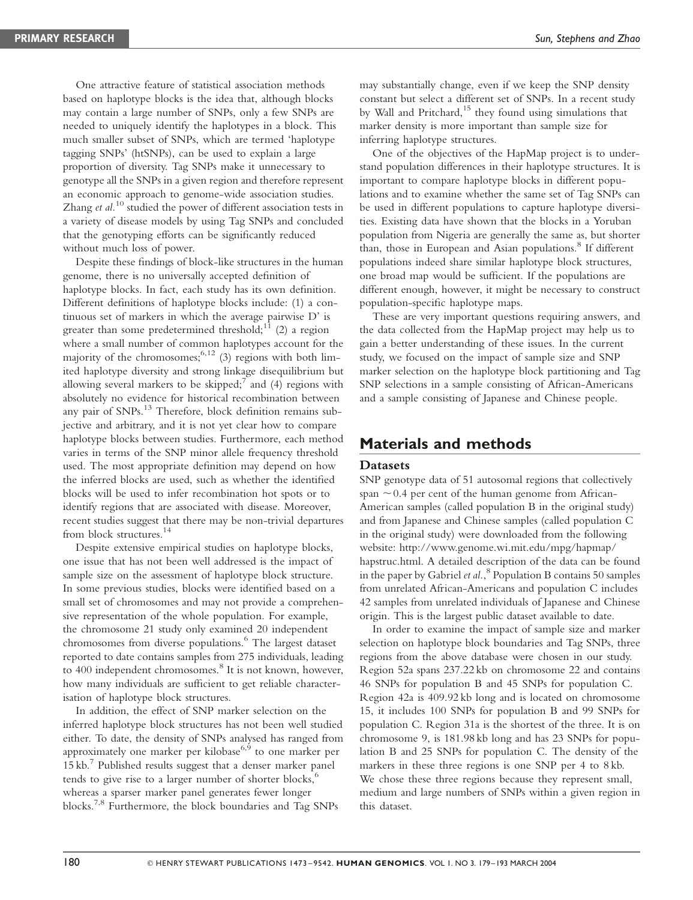One attractive feature of statistical association methods based on haplotype blocks is the idea that, although blocks may contain a large number of SNPs, only a few SNPs are needed to uniquely identify the haplotypes in a block. This much smaller subset of SNPs, which are termed 'haplotype tagging SNPs' (htSNPs), can be used to explain a large proportion of diversity. Tag SNPs make it unnecessary to genotype all the SNPs in a given region and therefore represent an economic approach to genome-wide association studies. Zhang *et al.*[10] studied the power of different association tests in a variety of disease models by using Tag SNPs and concluded that the genotyping efforts can be significantly reduced without much loss of power.

Despite these findings of block-like structures in the human genome, there is no universally accepted definition of haplotype blocks. In fact, each study has its own definition. Different definitions of haplotype blocks include: (1) a continuous set of markers in which the average pairwise D' is greater than some predetermined threshold;[11] (2) a region where a small number of common haplotypes account for the majority of the chromosomes;[6,12] (3) regions with both limited haplotype diversity and strong linkage disequilibrium but allowing several markers to be skipped;[7] and (4) regions with absolutely no evidence for historical recombination between any pair of SNPs.[13] Therefore, block definition remains subjective and arbitrary, and it is not yet clear how to compare haplotype blocks between studies. Furthermore, each method varies in terms of the SNP minor allele frequency threshold used. The most appropriate definition may depend on how the inferred blocks are used, such as whether the identified blocks will be used to infer recombination hot spots or to identify regions that are associated with disease. Moreover, recent studies suggest that there may be non-trivial departures from block structures.[14]

Despite extensive empirical studies on haplotype blocks, one issue that has not been well addressed is the impact of sample size on the assessment of haplotype block structure. In some previous studies, blocks were identified based on a small set of chromosomes and may not provide a comprehensive representation of the whole population. For example, the chromosome 21 study only examined 20 independent chromosomes from diverse populations.[6] The largest dataset reported to date contains samples from 275 individuals, leading to 400 independent chromosomes.[8] It is not known, however, how many individuals are sufficient to get reliable characterisation of haplotype block structures.

In addition, the effect of SNP marker selection on the inferred haplotype block structures has not been well studied either. To date, the density of SNPs analysed has ranged from approximately one marker per kilobase[6,9] to one marker per 15 kb.[7] Published results suggest that a denser marker panel tends to give rise to a larger number of shorter blocks,[6] whereas a sparser marker panel generates fewer longer blocks.[7,8] Furthermore, the block boundaries and Tag SNPs may substantially change, even if we keep the SNP density constant but select a different set of SNPs. In a recent study by Wall and Pritchard,[15] they found using simulations that marker density is more important than sample size for inferring haplotype structures.

One of the objectives of the HapMap project is to understand population differences in their haplotype structures. It is important to compare haplotype blocks in different populations and to examine whether the same set of Tag SNPs can be used in different populations to capture haplotype diversities. Existing data have shown that the blocks in a Yoruban population from Nigeria are generally the same as, but shorter than, those in European and Asian populations.[8] If different populations indeed share similar haplotype block structures, one broad map would be sufficient. If the populations are different enough, however, it might be necessary to construct population-specific haplotype maps.

These are very important questions requiring answers, and the data collected from the HapMap project may help us to gain a better understanding of these issues. In the current study, we focused on the impact of sample size and SNP marker selection on the haplotype block partitioning and Tag SNP selections in a sample consisting of African-Americans and a sample consisting of Japanese and Chinese people.

## Materials and methods

### Datasets

SNP genotype data of 51 autosomal regions that collectively span ~0.4 per cent of the human genome from African-American samples (called population B in the original study) and from Japanese and Chinese samples (called population C in the original study) were downloaded from the following website: http://www.genome.wi.mit.edu/mpg/hapmap/hapstruc.html. A detailed description of the data can be found in the paper by Gabriel *et al.*,[8] Population B contains 50 samples from unrelated African-Americans and population C includes 42 samples from unrelated individuals of Japanese and Chinese origin. This is the largest public dataset available to date.

In order to examine the impact of sample size and marker selection on haplotype block boundaries and Tag SNPs, three regions from the above database were chosen in our study. Region 52a spans 237.22 kb on chromosome 22 and contains 46 SNPs for population B and 45 SNPs for population C. Region 42a is 409.92 kb long and is located on chromosome 15, it includes 100 SNPs for population B and 99 SNPs for population C. Region 31a is the shortest of the three. It is on chromosome 9, is 181.98 kb long and has 23 SNPs for population B and 25 SNPs for population C. The density of the markers in these three regions is one SNP per 4 to 8 kb. We chose these three regions because they represent small, medium and large numbers of SNPs within a given region in this dataset.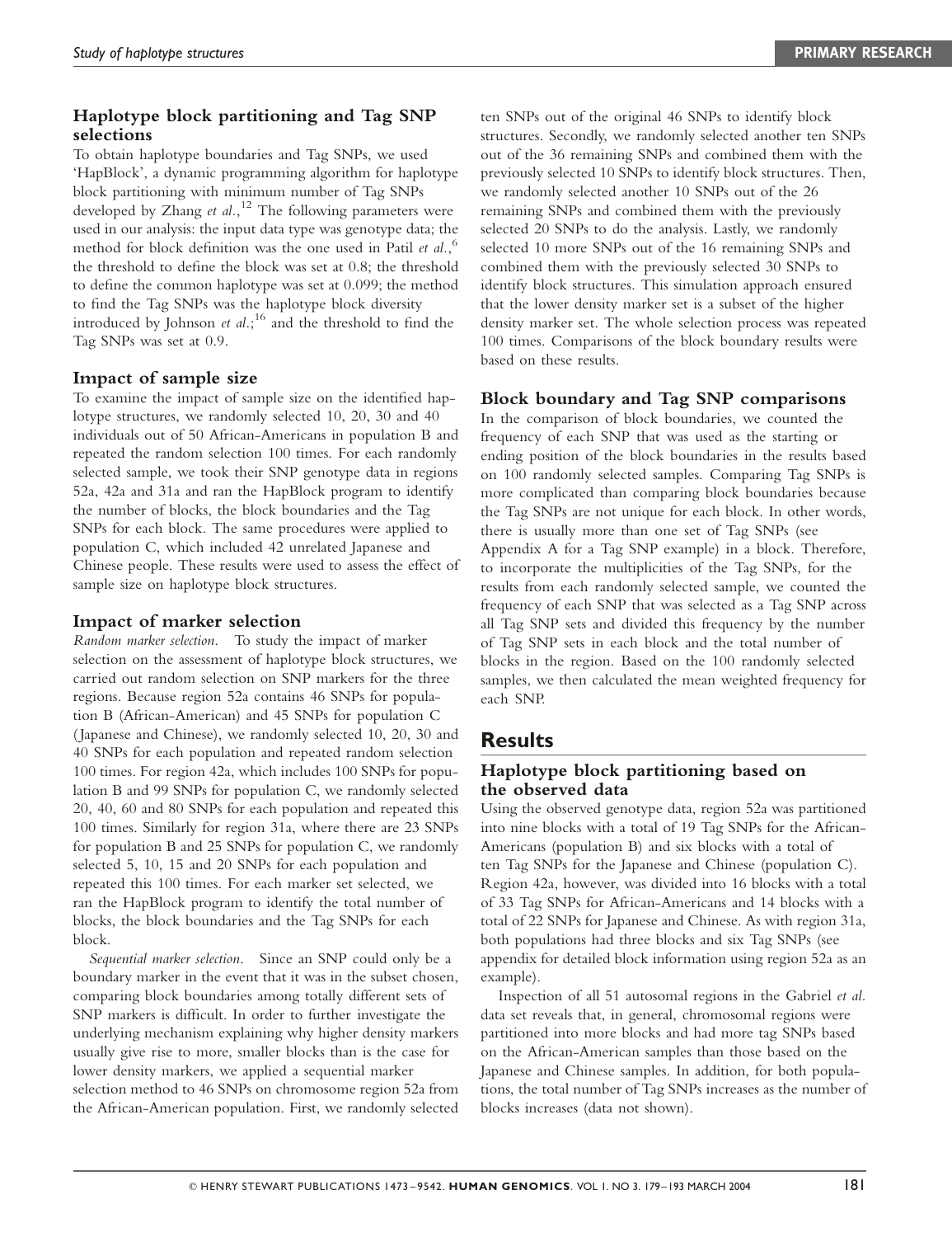### Haplotype block partitioning and Tag SNP selections

To obtain haplotype boundaries and Tag SNPs, we used 'HapBlock', a dynamic programming algorithm for haplotype block partitioning with minimum number of Tag SNPs developed by Zhang *et al*.,[12] The following parameters were used in our analysis: the input data type was genotype data; the method for block definition was the one used in Patil *et al*.,[6] the threshold to define the block was set at 0.8; the threshold to define the common haplotype was set at 0.099; the method to find the Tag SNPs was the haplotype block diversity introduced by Johnson *et al*.;[16] and the threshold to find the Tag SNPs was set at 0.9.

### Impact of sample size

To examine the impact of sample size on the identified haplotype structures, we randomly selected 10, 20, 30 and 40 individuals out of 50 African-Americans in population B and repeated the random selection 100 times. For each randomly selected sample, we took their SNP genotype data in regions 52a, 42a and 31a and ran the HapBlock program to identify the number of blocks, the block boundaries and the Tag SNPs for each block. The same procedures were applied to population C, which included 42 unrelated Japanese and Chinese people. These results were used to assess the effect of sample size on haplotype block structures.

### Impact of marker selection

*Random marker selection*. To study the impact of marker selection on the assessment of haplotype block structures, we carried out random selection on SNP markers for the three regions. Because region 52a contains 46 SNPs for population B (African-American) and 45 SNPs for population C (Japanese and Chinese), we randomly selected 10, 20, 30 and 40 SNPs for each population and repeated random selection 100 times. For region 42a, which includes 100 SNPs for population B and 99 SNPs for population C, we randomly selected 20, 40, 60 and 80 SNPs for each population and repeated this 100 times. Similarly for region 31a, where there are 23 SNPs for population B and 25 SNPs for population C, we randomly selected 5, 10, 15 and 20 SNPs for each population and repeated this 100 times. For each marker set selected, we ran the HapBlock program to identify the total number of blocks, the block boundaries and the Tag SNPs for each block.

*Sequential marker selection*. Since an SNP could only be a boundary marker in the event that it was in the subset chosen, comparing block boundaries among totally different sets of SNP markers is difficult. In order to further investigate the underlying mechanism explaining why higher density markers usually give rise to more, smaller blocks than is the case for lower density markers, we applied a sequential marker selection method to 46 SNPs on chromosome region 52a from the African-American population. First, we randomly selected ten SNPs out of the original 46 SNPs to identify block structures. Secondly, we randomly selected another ten SNPs out of the 36 remaining SNPs and combined them with the previously selected 10 SNPs to identify block structures. Then, we randomly selected another 10 SNPs out of the 26 remaining SNPs and combined them with the previously selected 20 SNPs to do the analysis. Lastly, we randomly selected 10 more SNPs out of the 16 remaining SNPs and combined them with the previously selected 30 SNPs to identify block structures. This simulation approach ensured that the lower density marker set is a subset of the higher density marker set. The whole selection process was repeated 100 times. Comparisons of the block boundary results were based on these results.

### Block boundary and Tag SNP comparisons

In the comparison of block boundaries, we counted the frequency of each SNP that was used as the starting or ending position of the block boundaries in the results based on 100 randomly selected samples. Comparing Tag SNPs is more complicated than comparing block boundaries because the Tag SNPs are not unique for each block. In other words, there is usually more than one set of Tag SNPs (see Appendix A for a Tag SNP example) in a block. Therefore, to incorporate the multiplicities of the Tag SNPs, for the results from each randomly selected sample, we counted the frequency of each SNP that was selected as a Tag SNP across all Tag SNP sets and divided this frequency by the number of Tag SNP sets in each block and the total number of blocks in the region. Based on the 100 randomly selected samples, we then calculated the mean weighted frequency for each SNP.

## Results

### Haplotype block partitioning based on the observed data

Using the observed genotype data, region 52a was partitioned into nine blocks with a total of 19 Tag SNPs for the African-Americans (population B) and six blocks with a total of ten Tag SNPs for the Japanese and Chinese (population C). Region 42a, however, was divided into 16 blocks with a total of 33 Tag SNPs for African-Americans and 14 blocks with a total of 22 SNPs for Japanese and Chinese. As with region 31a, both populations had three blocks and six Tag SNPs (see appendix for detailed block information using region 52a as an example).

Inspection of all 51 autosomal regions in the Gabriel *et al.* data set reveals that, in general, chromosomal regions were partitioned into more blocks and had more tag SNPs based on the African-American samples than those based on the Japanese and Chinese samples. In addition, for both populations, the total number of Tag SNPs increases as the number of blocks increases (data not shown).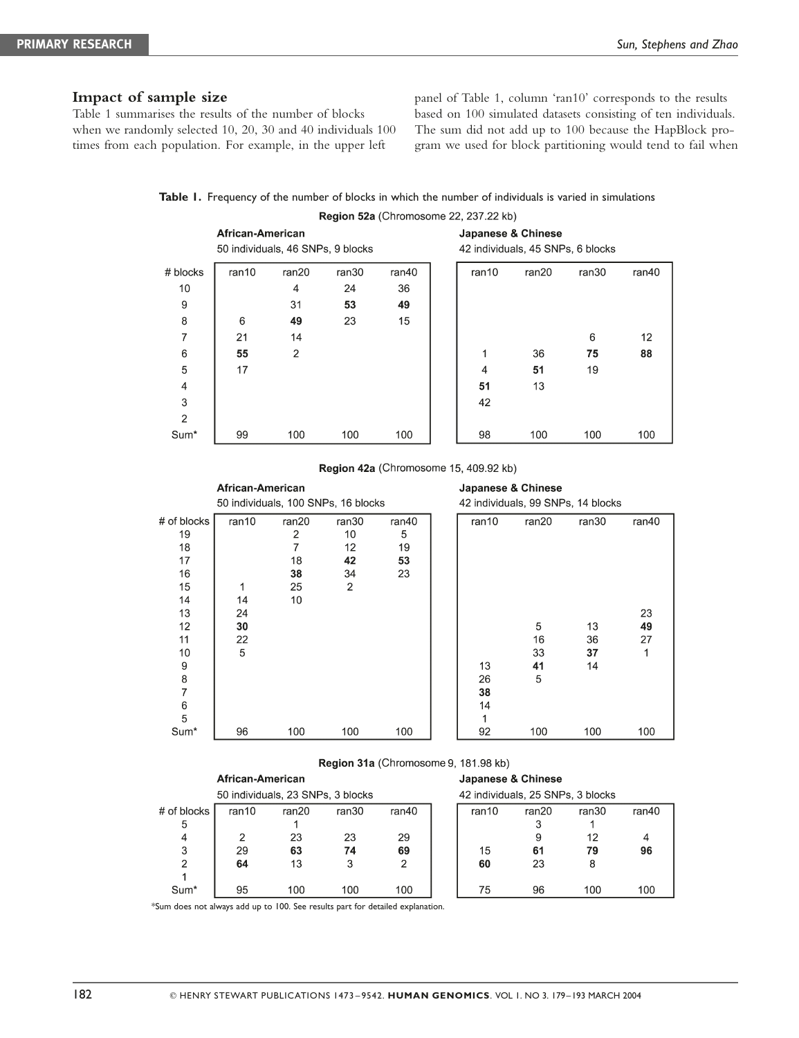## Impact of sample size

Table 1 summarises the results of the number of blocks when we randomly selected 10, 20, 30 and 40 individuals 100 times from each population. For example, in the upper left panel of Table 1, column 'ran10' corresponds to the results based on 100 simulated datasets consisting of ten individuals. The sum did not add up to 100 because the HapBlock program we used for block partitioning would tend to fail when

**Table 1.** Frequency of the number of blocks in which the number of individuals is varied in simulations

**Region 52a** (Chromosome 22, 237.22 kb)

| | African-American 50 individuals, 46 SNPs, 9 blocks | | | | Japanese & Chinese 42 individuals, 45 SNPs, 6 blocks | | | |
|---|---|---|---|---|---|---|---|---|
| # blocks | ran10 | ran20 | ran30 | ran40 | ran10 | ran20 | ran30 | ran40 |
| 10 | | 4 | 24 | 36 | | | | |
| 9 | | 31 | **53** | **49** | | | | |
| 8 | 6 | **49** | 23 | 15 | | | | |
| 7 | 21 | 14 | | | | | 6 | 12 |
| 6 | **55** | 2 | | | 1 | 36 | **75** | **88** |
| 5 | 17 | | | | 4 | **51** | 19 | |
| 4 | | | | | **51** | 13 | | |
| 3 | | | | | 42 | | | |
| 2 | | | | | | | | |
| Sum* | 99 | 100 | 100 | 100 | 98 | 100 | 100 | 100 |

**Region 42a** (Chromosome 15, 409.92 kb)

| | African-American 50 individuals, 100 SNPs, 16 blocks | | | | Japanese & Chinese 42 individuals, 99 SNPs, 14 blocks | | | |
|---|---|---|---|---|---|---|---|---|
| # of blocks | ran10 | ran20 | ran30 | ran40 | ran10 | ran20 | ran30 | ran40 |
| 19 | | 2 | 10 | 5 | | | | |
| 18 | | 7 | 12 | 19 | | | | |
| 17 | | 18 | **42** | **53** | | | | |
| 16 | | **38** | 34 | 23 | | | | |
| 15 | 1 | 25 | 2 | | | | | |
| 14 | 14 | 10 | | | | | | |
| 13 | 24 | | | | | | | 23 |
| 12 | **30** | | | | | 5 | 13 | **49** |
| 11 | 22 | | | | | 16 | 36 | 27 |
| 10 | 5 | | | | | 33 | **37** | 1 |
| 9 | | | | | 13 | **41** | 14 | |
| 8 | | | | | 26 | 5 | | |
| 7 | | | | | **38** | | | |
| 6 | | | | | 14 | | | |
| 5 | | | | | 1 | | | |
| Sum* | 96 | 100 | 100 | 100 | 92 | 100 | 100 | 100 |

**Region 31a** (Chromosome 9, 181.98 kb)

| | African-American 50 individuals, 23 SNPs, 3 blocks | | | | Japanese & Chinese 42 individuals, 25 SNPs, 3 blocks | | | |
|---|---|---|---|---|---|---|---|---|
| # of blocks | ran10 | ran20 | ran30 | ran40 | ran10 | ran20 | ran30 | ran40 |
| 5 | | 1 | | | | 3 | 1 | |
| 4 | 2 | 23 | 23 | 29 | | 9 | 12 | 4 |
| 3 | 29 | **63** | **74** | **69** | 15 | **61** | **79** | **96** |
| 2 | **64** | 13 | 3 | 2 | **60** | 23 | 8 | |
| 1 | | | | | | | | |
| Sum* | 95 | 100 | 100 | 100 | 75 | 96 | 100 | 100 |

*Sum does not always add up to 100. See results part for detailed explanation.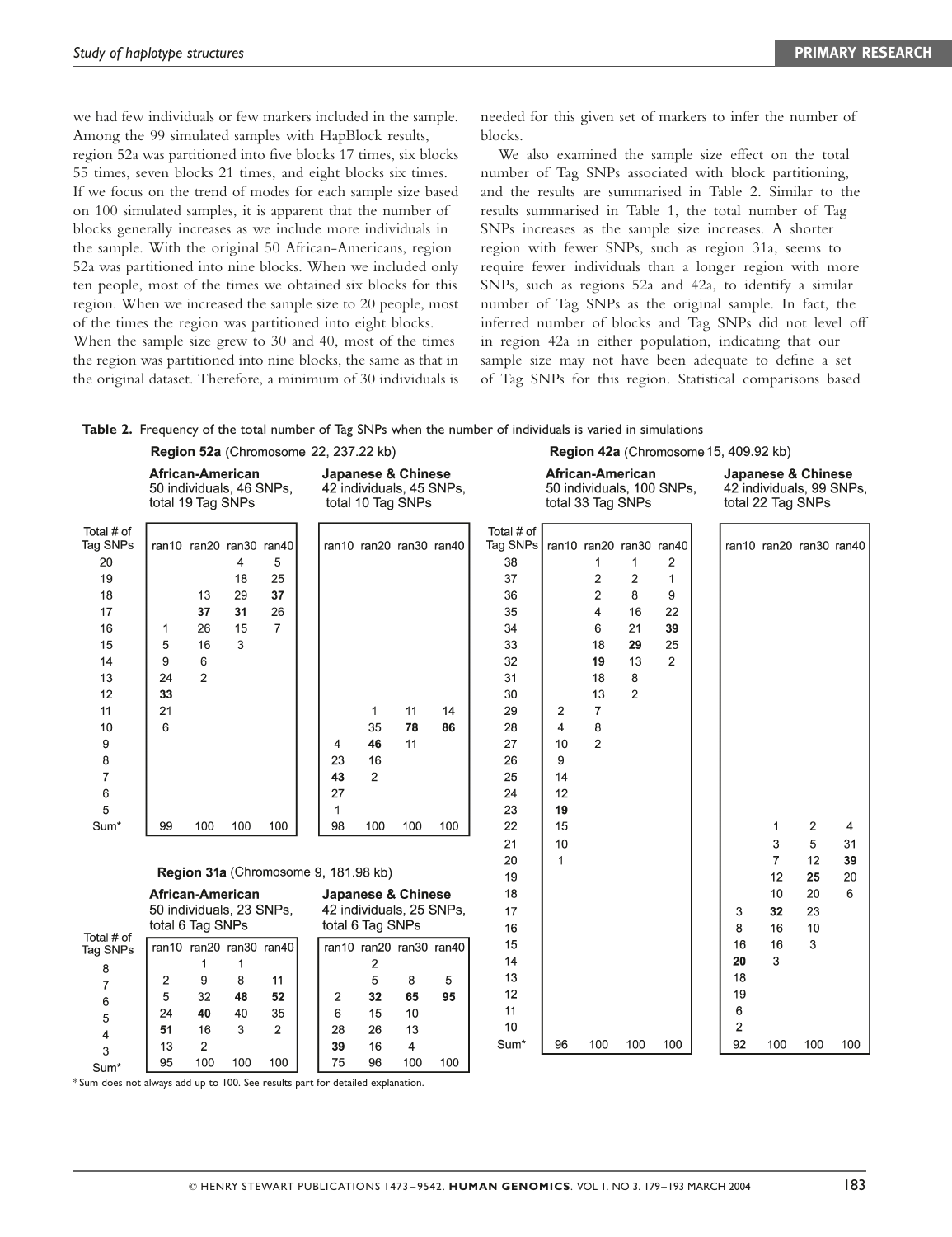we had few individuals or few markers included in the sample. Among the 99 simulated samples with HapBlock results, region 52a was partitioned into five blocks 17 times, six blocks 55 times, seven blocks 21 times, and eight blocks six times. If we focus on the trend of modes for each sample size based on 100 simulated samples, it is apparent that the number of blocks generally increases as we include more individuals in the sample. With the original 50 African-Americans, region 52a was partitioned into nine blocks. When we included only ten people, most of the times we obtained six blocks for this region. When we increased the sample size to 20 people, most of the times the region was partitioned into eight blocks. When the sample size grew to 30 and 40, most of the times the region was partitioned into nine blocks, the same as that in the original dataset. Therefore, a minimum of 30 individuals is needed for this given set of markers to infer the number of blocks.

We also examined the sample size effect on the total number of Tag SNPs associated with block partitioning, and the results are summarised in Table 2. Similar to the results summarised in Table 1, the total number of Tag SNPs increases as the sample size increases. A shorter region with fewer SNPs, such as region 31a, seems to require fewer individuals than a longer region with more SNPs, such as regions 52a and 42a, to identify a similar number of Tag SNPs as the original sample. In fact, the inferred number of blocks and Tag SNPs did not level off in region 42a in either population, indicating that our sample size may not have been adequate to define a set of Tag SNPs for this region. Statistical comparisons based

**Table 2.** Frequency of the total number of Tag SNPs when the number of individuals is varied in simulations

**Region 52a** (Chromosome 22, 237.22 kb)

| | African-American 50 individuals, 46 SNPs, total 19 Tag SNPs | | | | Japanese & Chinese 42 individuals, 45 SNPs, total 10 Tag SNPs | | | |
|---|---|---|---|---|---|---|---|---|
| Total # of Tag SNPs | ran10 | ran20 | ran30 | ran40 | ran10 | ran20 | ran30 | ran40 |
| 20 | | | 4 | 5 | | | | |
| 19 | | | 18 | 25 | | | | |
| 18 | | 13 | 29 | **37** | | | | |
| 17 | | **37** | **31** | 26 | | | | |
| 16 | 1 | 26 | 15 | 7 | | | | |
| 15 | 5 | 16 | 3 | | | | | |
| 14 | 9 | 6 | | | | | | |
| 13 | 24 | 2 | | | | | | |
| 12 | **33** | | | | | | | |
| 11 | 21 | | | | | 1 | 11 | 14 |
| 10 | 6 | | | | | 35 | **78** | **86** |
| 9 | | | | | 4 | **46** | 11 | |
| 8 | | | | | 23 | 16 | | |
| 7 | | | | | **43** | 2 | | |
| 6 | | | | | 27 | | | |
| 5 | | | | | 1 | | | |
| Sum* | 99 | 100 | 100 | 100 | 98 | 100 | 100 | 100 |

**Region 31a** (Chromosome 9, 181.98 kb)

| | African-American 50 individuals, 23 SNPs, total 6 Tag SNPs | | | | Japanese & Chinese 42 individuals, 25 SNPs, total 6 Tag SNPs | | | |
|---|---|---|---|---|---|---|---|---|
| Total # of Tag SNPs | ran10 | ran20 | ran30 | ran40 | ran10 | ran20 | ran30 | ran40 |
| 8 | | 1 | 1 | | | 2 | | |
| 7 | 2 | 9 | 8 | 11 | | 5 | 8 | 5 |
| 6 | 5 | 32 | **48** | **52** | 2 | **32** | **65** | **95** |
| 5 | 24 | **40** | 40 | 35 | 6 | 15 | 10 | |
| 4 | **51** | 16 | 3 | 2 | 28 | 26 | 13 | |
| 3 | 13 | 2 | | | **39** | 16 | 4 | |
| Sum* | 95 | 100 | 100 | 100 | 75 | 96 | 100 | 100 |

**Region 42a** (Chromosome 15, 409.92 kb)

| | African-American 50 individuals, 100 SNPs, total 33 Tag SNPs | | | | Japanese & Chinese 42 individuals, 99 SNPs, total 22 Tag SNPs | | | |
|---|---|---|---|---|---|---|---|---|
| Total # of Tag SNPs | ran10 | ran20 | ran30 | ran40 | ran10 | ran20 | ran30 | ran40 |
| 38 | | 1 | 1 | 2 | | | | |
| 37 | | 2 | 2 | 1 | | | | |
| 36 | | 2 | 8 | 9 | | | | |
| 35 | | 4 | 16 | 22 | | | | |
| 34 | | 6 | 21 | **39** | | | | |
| 33 | | 18 | **29** | 25 | | | | |
| 32 | | **19** | 13 | 2 | | | | |
| 31 | | 18 | 8 | | | | | |
| 30 | | 13 | 2 | | | | | |
| 29 | 2 | 7 | | | | | | |
| 28 | 4 | 8 | | | | | | |
| 27 | 10 | 2 | | | | | | |
| 26 | 9 | | | | | | | |
| 25 | 14 | | | | | | | |
| 24 | 12 | | | | | | | |
| 23 | **19** | | | | | | | |
| 22 | 15 | | | | | 1 | 2 | 4 |
| 21 | 10 | | | | | 3 | 5 | 31 |
| 20 | 1 | | | | | 7 | 12 | **39** |
| 19 | | | | | | 12 | **25** | 20 |
| 18 | | | | | | 10 | 20 | 6 |
| 17 | | | | | 3 | **32** | 23 | |
| 16 | | | | | 8 | 16 | 10 | |
| 15 | | | | | 16 | 16 | 3 | |
| 14 | | | | | **20** | 3 | | |
| 13 | | | | | 18 | | | |
| 12 | | | | | 19 | | | |
| 11 | | | | | 6 | | | |
| 10 | | | | | 2 | | | |
| Sum* | 96 | 100 | 100 | 100 | 92 | 100 | 100 | 100 |

*Sum does not always add up to 100. See results part for detailed explanation.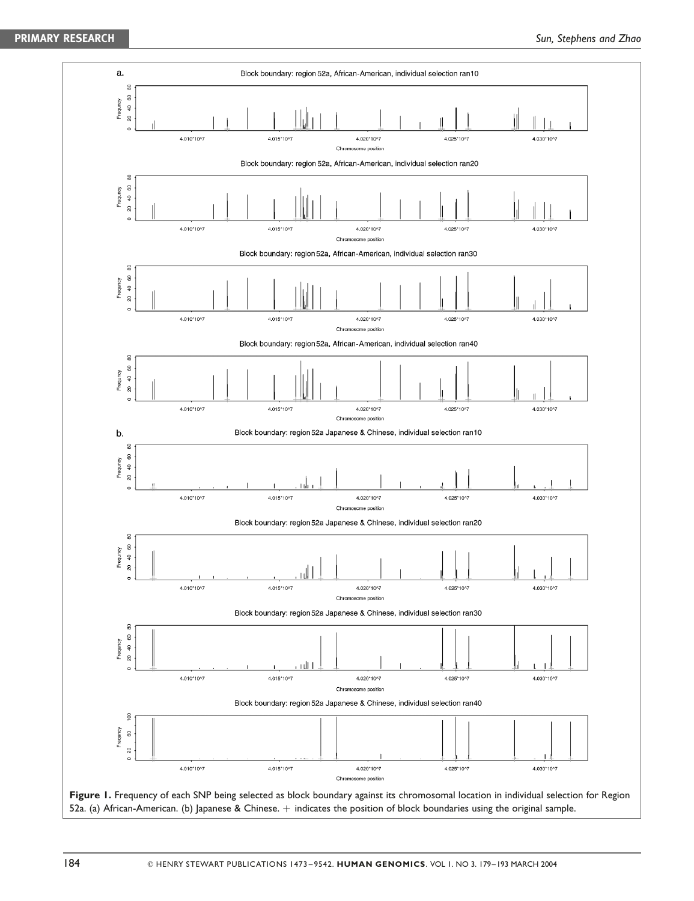**Figure 1.** Frequency of each SNP being selected as block boundary against its chromosomal location in individual selection for Region 52a. (a) African-American. (b) Japanese & Chinese. + indicates the position of block boundaries using the original sample.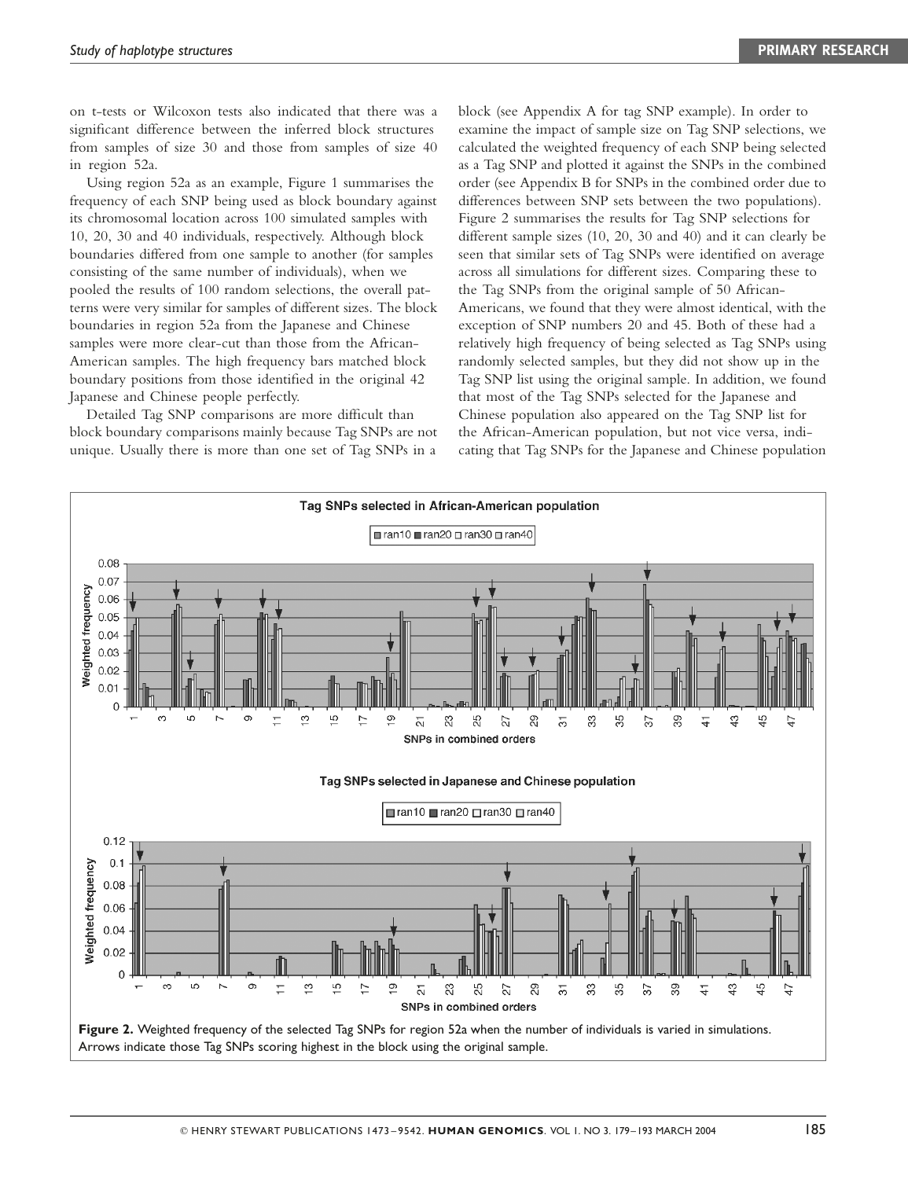on t-tests or Wilcoxon tests also indicated that there was a significant difference between the inferred block structures from samples of size 30 and those from samples of size 40 in region 52a.

Using region 52a as an example, Figure 1 summarises the frequency of each SNP being used as block boundary against its chromosomal location across 100 simulated samples with 10, 20, 30 and 40 individuals, respectively. Although block boundaries differed from one sample to another (for samples consisting of the same number of individuals), when we pooled the results of 100 random selections, the overall patterns were very similar for samples of different sizes. The block boundaries in region 52a from the Japanese and Chinese samples were more clear-cut than those from the African-American samples. The high frequency bars matched block boundary positions from those identified in the original 42 Japanese and Chinese people perfectly.

Detailed Tag SNP comparisons are more difficult than block boundary comparisons mainly because Tag SNPs are not unique. Usually there is more than one set of Tag SNPs in a block (see Appendix A for tag SNP example). In order to examine the impact of sample size on Tag SNP selections, we calculated the weighted frequency of each SNP being selected as a Tag SNP and plotted it against the SNPs in the combined order (see Appendix B for SNPs in the combined order due to differences between SNP sets between the two populations). Figure 2 summarises the results for Tag SNP selections for different sample sizes (10, 20, 30 and 40) and it can clearly be seen that similar sets of Tag SNPs were identified on average across all simulations for different sizes. Comparing these to the Tag SNPs from the original sample of 50 African-Americans, we found that they were almost identical, with the exception of SNP numbers 20 and 45. Both of these had a relatively high frequency of being selected as Tag SNPs using randomly selected samples, but they did not show up in the Tag SNP list using the original sample. In addition, we found that most of the Tag SNPs selected for the Japanese and Chinese population also appeared on the Tag SNP list for the African-American population, but not vice versa, indicating that Tag SNPs for the Japanese and Chinese population

**Figure 2.** Weighted frequency of the selected Tag SNPs for region 52a when the number of individuals is varied in simulations. Arrows indicate those Tag SNPs scoring highest in the block using the original sample.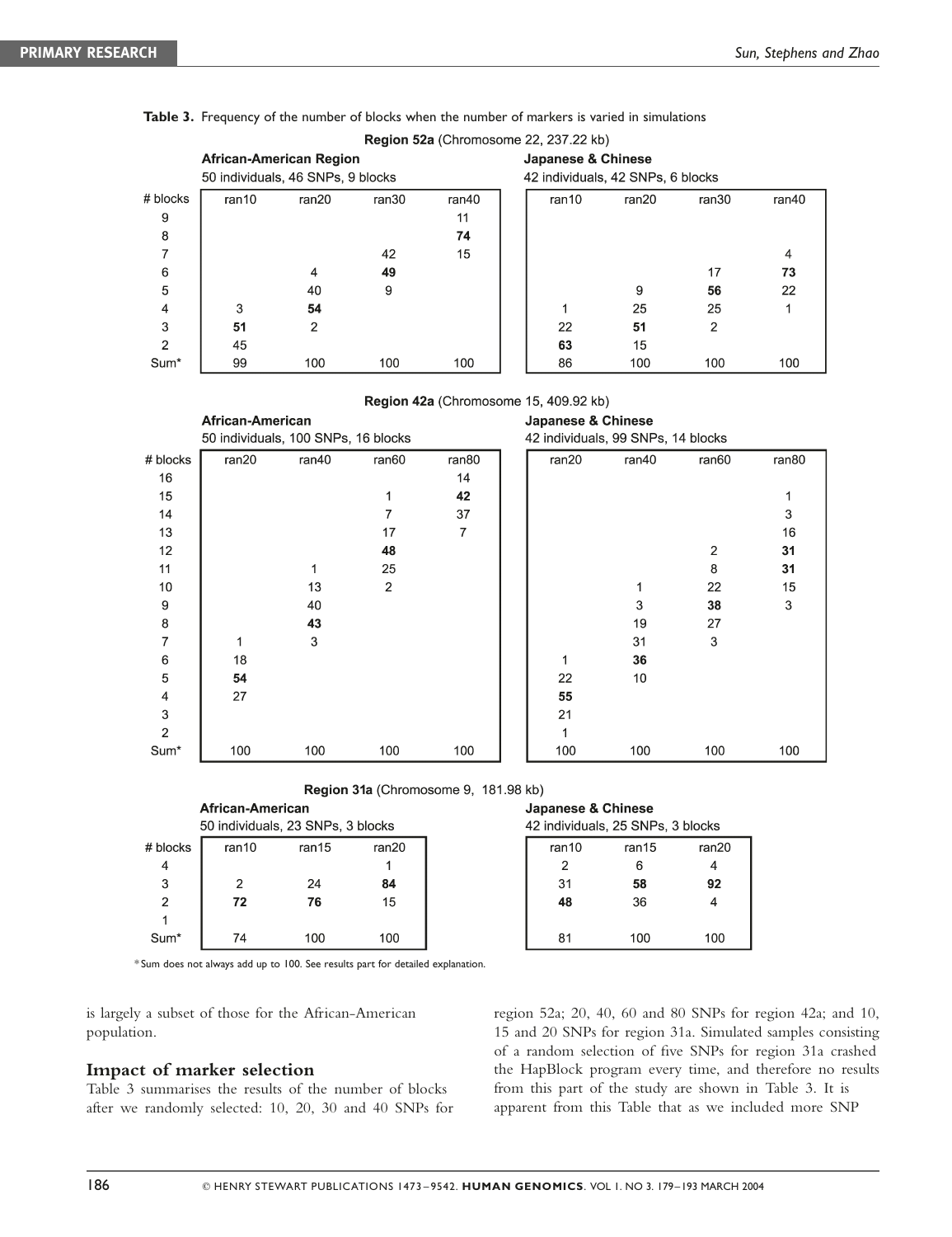**Table 3.** Frequency of the number of blocks when the number of markers is varied in simulations

**Region 52a** (Chromosome 22, 237.22 kb)

| # blocks | African-American Region 50 individuals, 46 SNPs, 9 blocks | | | | Japanese & Chinese 42 individuals, 42 SNPs, 6 blocks | | | |
|---|---|---|---|---|---|---|---|---|
| | ran10 | ran20 | ran30 | ran40 | ran10 | ran20 | ran30 | ran40 |
| 9 | | | | 11 | | | | |
| 8 | | | | **74** | | | | |
| 7 | | | 42 | 15 | | | | 4 |
| 6 | | 4 | **49** | | | | 17 | **73** |
| 5 | | 40 | 9 | | | 9 | **56** | 22 |
| 4 | 3 | **54** | | | 1 | 25 | 25 | 1 |
| 3 | **51** | 2 | | | 22 | **51** | 2 | |
| 2 | 45 | | | | **63** | 15 | | |
| Sum* | 99 | 100 | 100 | 100 | 86 | 100 | 100 | 100 |

**Region 42a** (Chromosome 15, 409.92 kb)

| # blocks | African-American 50 individuals, 100 SNPs, 16 blocks | | | | Japanese & Chinese 42 individuals, 99 SNPs, 14 blocks | | | |
|---|---|---|---|---|---|---|---|---|
| | ran20 | ran40 | ran60 | ran80 | ran20 | ran40 | ran60 | ran80 |
| 16 | | | | 14 | | | | |
| 15 | | | 1 | **42** | | | | 1 |
| 14 | | | 7 | 37 | | | | 3 |
| 13 | | | 17 | 7 | | | | 16 |
| 12 | | | **48** | | | | 2 | **31** |
| 11 | | 1 | 25 | | | | 8 | **31** |
| 10 | | 13 | 2 | | | 1 | 22 | 15 |
| 9 | | 40 | | | | 3 | **38** | 3 |
| 8 | | **43** | | | | 19 | 27 | |
| 7 | 1 | 3 | | | | 31 | 3 | |
| 6 | 18 | | | | 1 | **36** | | |
| 5 | **54** | | | | 22 | 10 | | |
| 4 | 27 | | | | **55** | | | |
| 3 | | | | | 21 | | | |
| 2 | | | | | 1 | | | |
| Sum* | 100 | 100 | 100 | 100 | 100 | 100 | 100 | 100 |

**Region 31a** (Chromosome 9, 181.98 kb)

| # blocks | African-American 50 individuals, 23 SNPs, 3 blocks | | | Japanese & Chinese 42 individuals, 25 SNPs, 3 blocks | | |
|---|---|---|---|---|---|---|
| | ran10 | ran15 | ran20 | ran10 | ran15 | ran20 |
| 4 | | | 1 | 2 | 6 | 4 |
| 3 | 2 | 24 | **84** | 31 | **58** | **92** |
| 2 | **72** | **76** | 15 | **48** | 36 | 4 |
| 1 | | | | | | |
| Sum* | 74 | 100 | 100 | 81 | 100 | 100 |

*Sum does not always add up to 100. See results part for detailed explanation.

is largely a subset of those for the African-American population.

## Impact of marker selection

Table 3 summarises the results of the number of blocks after we randomly selected: 10, 20, 30 and 40 SNPs for region 52a; 20, 40, 60 and 80 SNPs for region 42a; and 10, 15 and 20 SNPs for region 31a. Simulated samples consisting of a random selection of five SNPs for region 31a crashed the HapBlock program every time, and therefore no results from this part of the study are shown in Table 3. It is apparent from this Table that as we included more SNP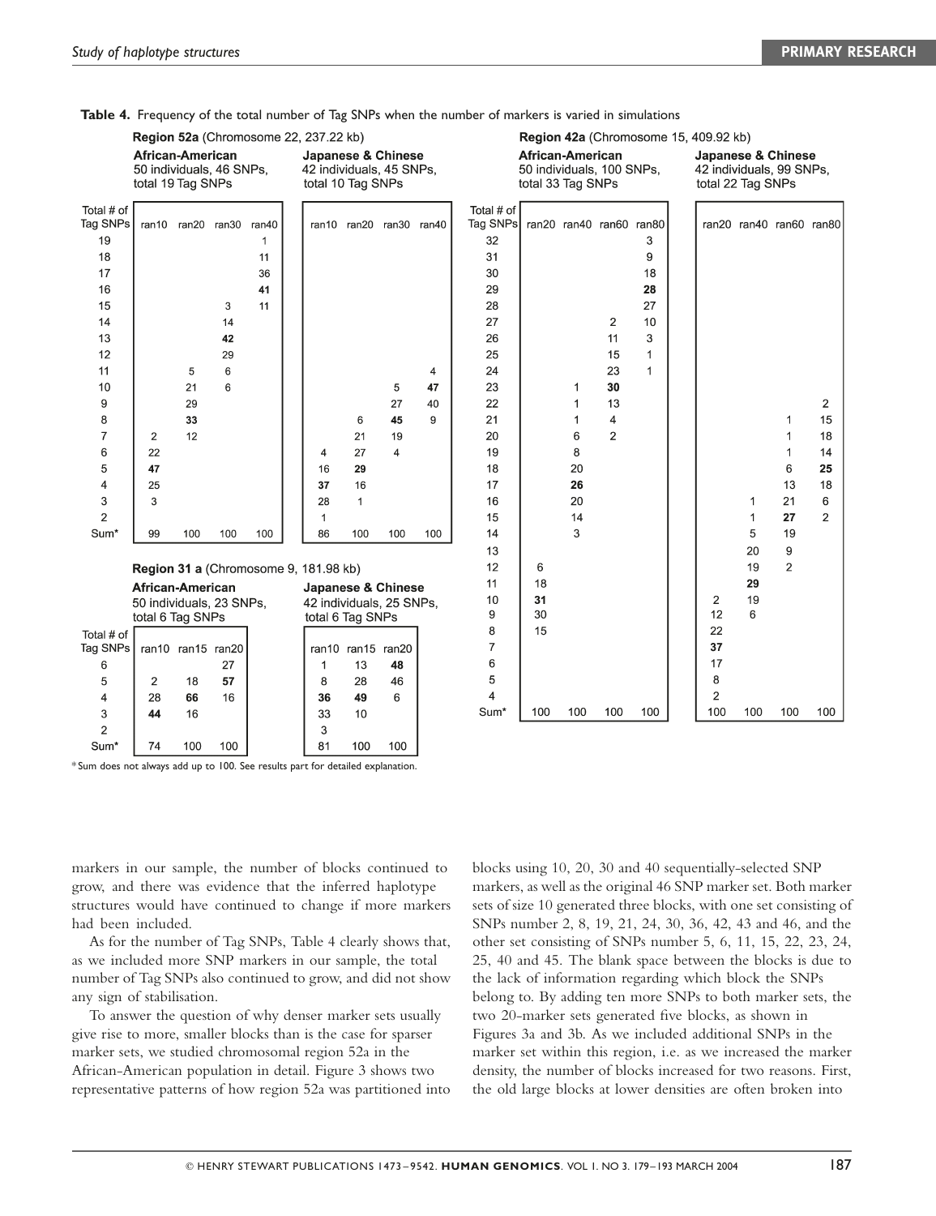**Table 4.** Frequency of the total number of Tag SNPs when the number of markers is varied in simulations

**Region 52a** (Chromosome 22, 237.22 kb)

| | African-American 50 individuals, 46 SNPs, total 19 Tag SNPs | | | | Japanese & Chinese 42 individuals, 45 SNPs, total 10 Tag SNPs | | | |
|---|---|---|---|---|---|---|---|---|
| Total # of Tag SNPs | ran10 | ran20 | ran30 | ran40 | ran10 | ran20 | ran30 | ran40 |
| 19 | | | | 1 | | | | |
| 18 | | | | 11 | | | | |
| 17 | | | | 36 | | | | |
| 16 | | | | **41** | | | | |
| 15 | | | 3 | 11 | | | | |
| 14 | | | 14 | | | | | |
| 13 | | | **42** | | | | | |
| 12 | | | 29 | | | | | |
| 11 | | 5 | 6 | | | | | 4 |
| 10 | | 21 | 6 | | | | 5 | **47** |
| 9 | | 29 | | | | | 27 | 40 |
| 8 | | **33** | | | | 6 | **45** | 9 |
| 7 | 2 | 12 | | | | 21 | 19 | |
| 6 | 22 | | | | 4 | 27 | 4 | |
| 5 | **47** | | | | 16 | **29** | | |
| 4 | 25 | | | | **37** | 16 | | |
| 3 | 3 | | | | 28 | 1 | | |
| 2 | | | | | 1 | | | |
| Sum* | 99 | 100 | 100 | 100 | 86 | 100 | 100 | 100 |

**Region 31 a** (Chromosome 9, 181.98 kb)

| | African-American 50 individuals, 23 SNPs, total 6 Tag SNPs | | | Japanese & Chinese 42 individuals, 25 SNPs, total 6 Tag SNPs | | |
|---|---|---|---|---|---|---|
| Total # of Tag SNPs | ran10 | ran15 | ran20 | ran10 | ran15 | ran20 |
| 6 | | | 27 | 1 | 13 | **48** |
| 5 | 2 | 18 | **57** | 8 | 28 | 46 |
| 4 | 28 | **66** | 16 | **36** | **49** | 6 |
| 3 | **44** | 16 | | 33 | 10 | |
| 2 | | | | 3 | | |
| Sum* | 74 | 100 | 100 | 81 | 100 | 100 |

**Region 42a** (Chromosome 15, 409.92 kb)

| | African-American 50 individuals, 100 SNPs, total 33 Tag SNPs | | | | Japanese & Chinese 42 individuals, 99 SNPs, total 22 Tag SNPs | | | |
|---|---|---|---|---|---|---|---|---|
| Total # of Tag SNPs | ran20 | ran40 | ran60 | ran80 | ran20 | ran40 | ran60 | ran80 |
| 32 | | | | 3 | | | | |
| 31 | | | | 9 | | | | |
| 30 | | | | 18 | | | | |
| 29 | | | | **28** | | | | |
| 28 | | | | 27 | | | | |
| 27 | | | 2 | 10 | | | | |
| 26 | | | 11 | 3 | | | | |
| 25 | | | 15 | 1 | | | | |
| 24 | | | 23 | 1 | | | | |
| 23 | | 1 | **30** | | | | | |
| 22 | | 1 | 13 | | | | | 2 |
| 21 | | 1 | 4 | | | | 1 | 15 |
| 20 | | 6 | 2 | | | | 1 | 18 |
| 19 | | 8 | | | | | 1 | 14 |
| 18 | | 20 | | | | | 6 | **25** |
| 17 | | **26** | | | | | 13 | 18 |
| 16 | | 20 | | | | 1 | 21 | 6 |
| 15 | | 14 | | | | 1 | **27** | 2 |
| 14 | | 3 | | | | 5 | 19 | |
| 13 | | | | | | 20 | 9 | |
| 12 | 6 | | | | | 19 | 2 | |
| 11 | 18 | | | | | **29** | | |
| 10 | **31** | | | | 2 | 19 | | |
| 9 | 30 | | | | 12 | 6 | | |
| 8 | 15 | | | | 22 | | | |
| 7 | | | | | **37** | | | |
| 6 | | | | | 17 | | | |
| 5 | | | | | 8 | | | |
| 4 | | | | | 2 | | | |
| Sum* | 100 | 100 | 100 | 100 | 100 | 100 | 100 | 100 |

*Sum does not always add up to 100. See results part for detailed explanation.

markers in our sample, the number of blocks continued to grow, and there was evidence that the inferred haplotype structures would have continued to change if more markers had been included.

As for the number of Tag SNPs, Table 4 clearly shows that, as we included more SNP markers in our sample, the total number of Tag SNPs also continued to grow, and did not show any sign of stabilisation.

To answer the question of why denser marker sets usually give rise to more, smaller blocks than is the case for sparser marker sets, we studied chromosomal region 52a in the African-American population in detail. Figure 3 shows two representative patterns of how region 52a was partitioned into blocks using 10, 20, 30 and 40 sequentially-selected SNP markers, as well as the original 46 SNP marker set. Both marker sets of size 10 generated three blocks, with one set consisting of SNPs number 2, 8, 19, 21, 24, 30, 36, 42, 43 and 46, and the other set consisting of SNPs number 5, 6, 11, 15, 22, 23, 24, 25, 40 and 45. The blank space between the blocks is due to the lack of information regarding which block the SNPs belong to. By adding ten more SNPs to both marker sets, the two 20-marker sets generated five blocks, as shown in Figures 3a and 3b. As we included additional SNPs in the marker set within this region, i.e. as we increased the marker density, the number of blocks increased for two reasons. First, the old large blocks at lower densities are often broken into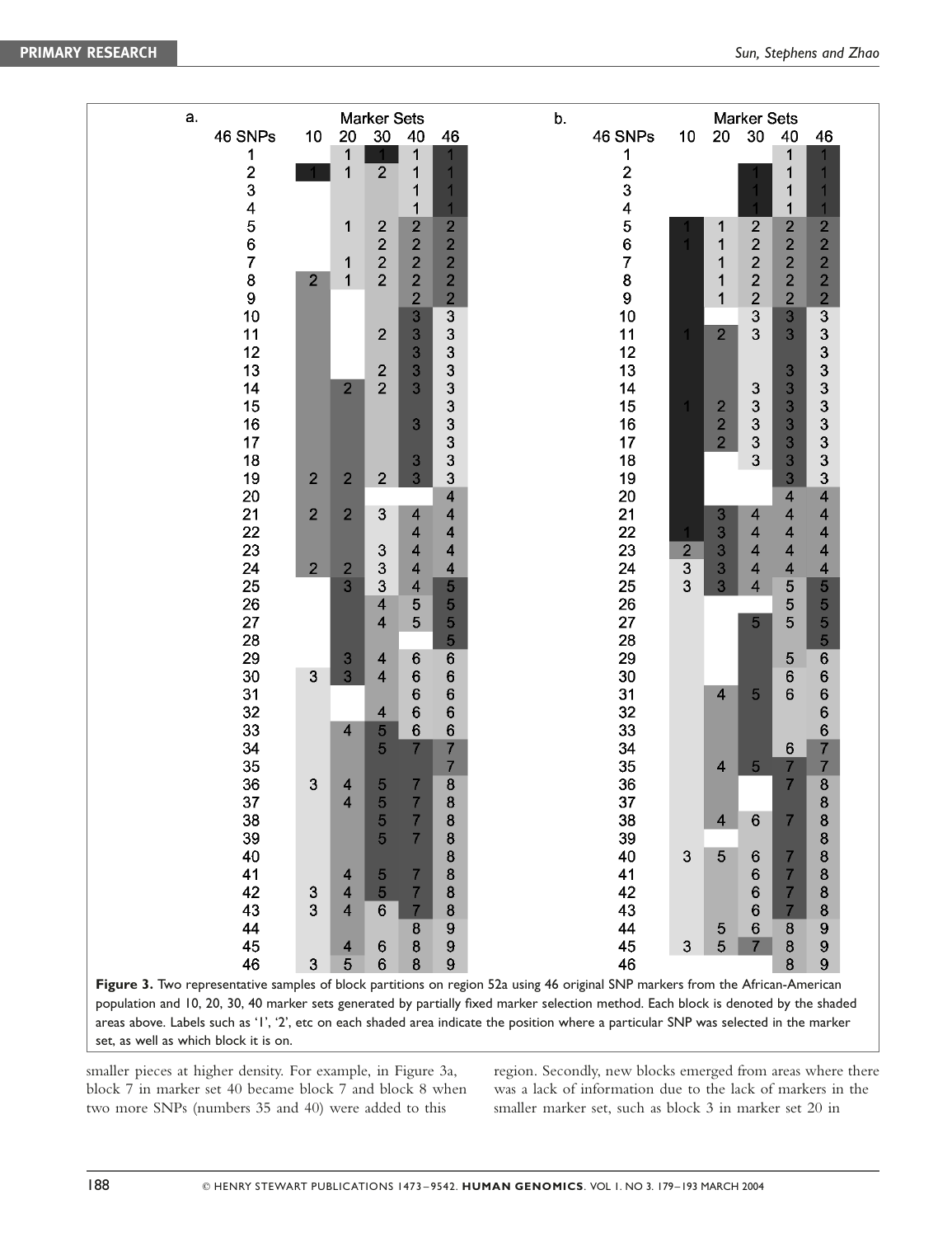**Figure 3.** Two representative samples of block partitions on region 52a using 46 original SNP markers from the African-American population and 10, 20, 30, 40 marker sets generated by partially fixed marker selection method. Each block is denoted by the shaded areas above. Labels such as '1', '2', etc on each shaded area indicate the position where a particular SNP was selected in the marker set, as well as which block it is on.

smaller pieces at higher density. For example, in Figure 3a, block 7 in marker set 40 became block 7 and block 8 when two more SNPs (numbers 35 and 40) were added to this region. Secondly, new blocks emerged from areas where there was a lack of information due to the lack of markers in the smaller marker set, such as block 3 in marker set 20 in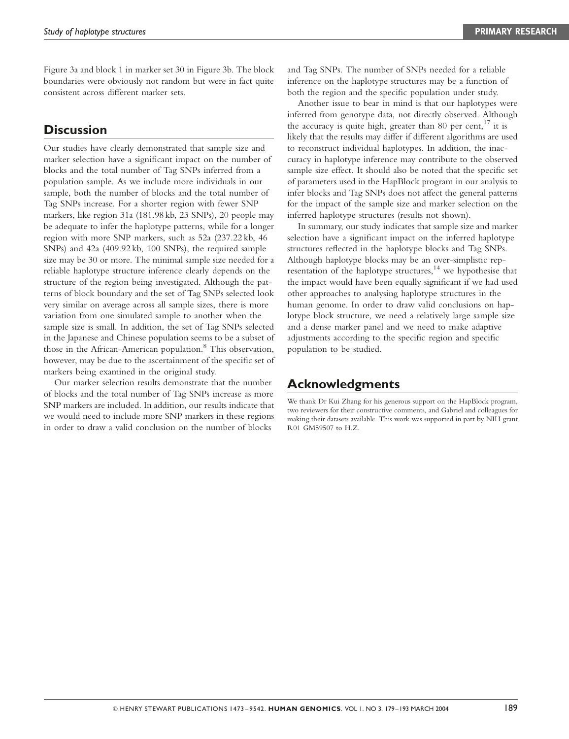Figure 3a and block 1 in marker set 30 in Figure 3b. The block boundaries were obviously not random but were in fact quite consistent across different marker sets.

## Discussion

Our studies have clearly demonstrated that sample size and marker selection have a significant impact on the number of blocks and the total number of Tag SNPs inferred from a population sample. As we include more individuals in our sample, both the number of blocks and the total number of Tag SNPs increase. For a shorter region with fewer SNP markers, like region 31a (181.98 kb, 23 SNPs), 20 people may be adequate to infer the haplotype patterns, while for a longer region with more SNP markers, such as 52a (237.22 kb, 46 SNPs) and 42a (409.92 kb, 100 SNPs), the required sample size may be 30 or more. The minimal sample size needed for a reliable haplotype structure inference clearly depends on the structure of the region being investigated. Although the patterns of block boundary and the set of Tag SNPs selected look very similar on average across all sample sizes, there is more variation from one simulated sample to another when the sample size is small. In addition, the set of Tag SNPs selected in the Japanese and Chinese population seems to be a subset of those in the African-American population.[8] This observation, however, may be due to the ascertainment of the specific set of markers being examined in the original study.

Our marker selection results demonstrate that the number of blocks and the total number of Tag SNPs increase as more SNP markers are included. In addition, our results indicate that we would need to include more SNP markers in these regions in order to draw a valid conclusion on the number of blocks and Tag SNPs. The number of SNPs needed for a reliable inference on the haplotype structures may be a function of both the region and the specific population under study.

Another issue to bear in mind is that our haplotypes were inferred from genotype data, not directly observed. Although the accuracy is quite high, greater than 80 per cent,[17] it is likely that the results may differ if different algorithms are used to reconstruct individual haplotypes. In addition, the inaccuracy in haplotype inference may contribute to the observed sample size effect. It should also be noted that the specific set of parameters used in the HapBlock program in our analysis to infer blocks and Tag SNPs does not affect the general patterns for the impact of the sample size and marker selection on the inferred haplotype structures (results not shown).

In summary, our study indicates that sample size and marker selection have a significant impact on the inferred haplotype structures reflected in the haplotype blocks and Tag SNPs. Although haplotype blocks may be an over-simplistic representation of the haplotype structures,[14] we hypothesise that the impact would have been equally significant if we had used other approaches to analysing haplotype structures in the human genome. In order to draw valid conclusions on haplotype block structure, we need a relatively large sample size and a dense marker panel and we need to make adaptive adjustments according to the specific region and specific population to be studied.

## Acknowledgments

We thank Dr Kui Zhang for his generous support on the HapBlock program, two reviewers for their constructive comments, and Gabriel and colleagues for making their datasets available. This work was supported in part by NIH grant R01 GM59507 to H.Z.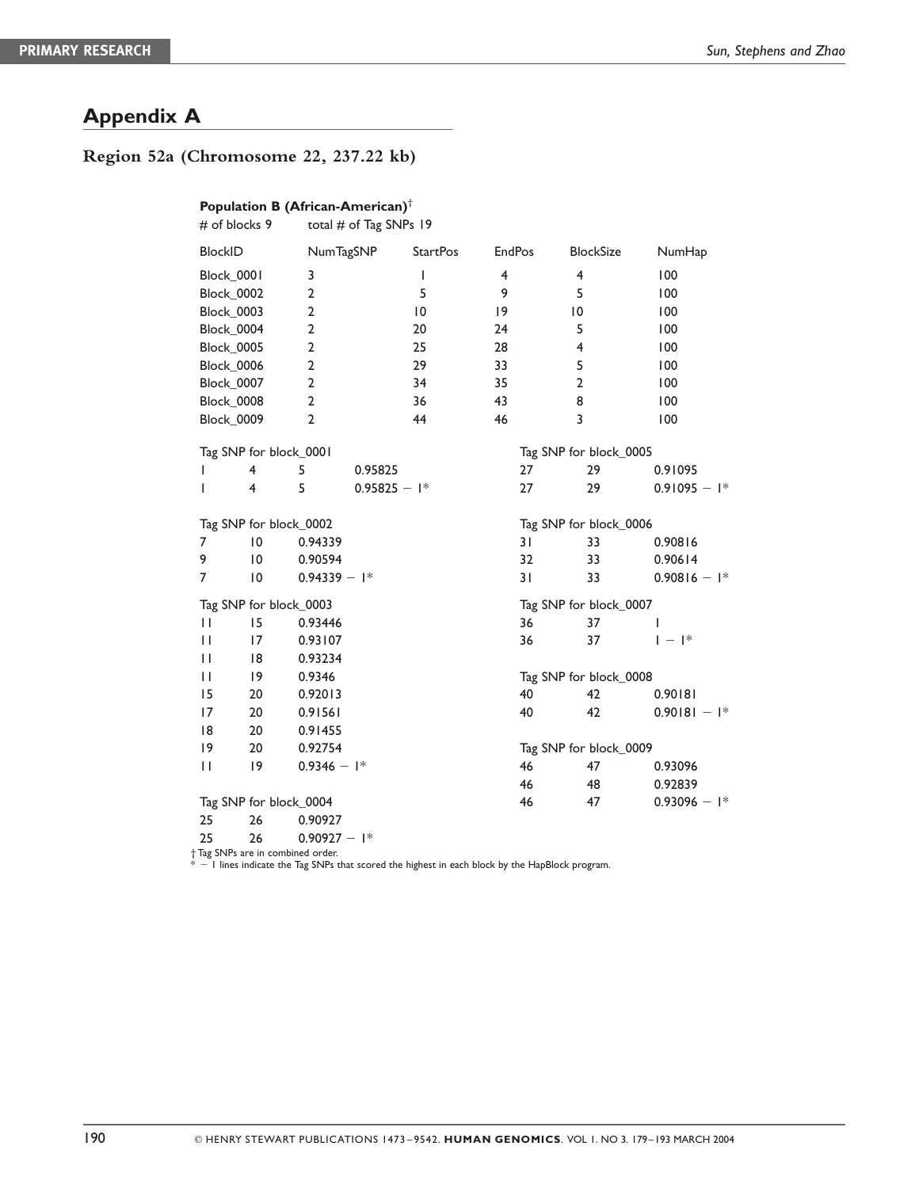## Appendix A

### Region 52a (Chromosome 22, 237.22 kb)

**Population B (African-American)**†

\# of blocks 9 total # of Tag SNPs 19

| BlockID | NumTagSNP | StartPos | EndPos | BlockSize | NumHap |
|---|---|---|---|---|---|
| Block_0001 | 3 | 1 | 4 | 4 | 100 |
| Block_0002 | 2 | 5 | 9 | 5 | 100 |
| Block_0003 | 2 | 10 | 19 | 10 | 100 |
| Block_0004 | 2 | 20 | 24 | 5 | 100 |
| Block_0005 | 2 | 25 | 28 | 4 | 100 |
| Block_0006 | 2 | 29 | 33 | 5 | 100 |
| Block_0007 | 2 | 34 | 35 | 2 | 100 |
| Block_0008 | 2 | 36 | 43 | 8 | 100 |
| Block_0009 | 2 | 44 | 46 | 3 | 100 |

Tag SNP for block_0001

| | | | |
|---|---|---|---|
| 1 | 4 | 5 | 0.95825 |
| 1 | 4 | 5 | 0.95825 − 1* |

Tag SNP for block_0002

| | | |
|---|---|---|
| 7 | 10 | 0.94339 |
| 9 | 10 | 0.90594 |
| 7 | 10 | 0.94339 − 1* |

Tag SNP for block_0003

| | | |
|---|---|---|
| 11 | 15 | 0.93446 |
| 11 | 17 | 0.93107 |
| 11 | 18 | 0.93234 |
| 11 | 19 | 0.9346 |
| 15 | 20 | 0.92013 |
| 17 | 20 | 0.91561 |
| 18 | 20 | 0.91455 |
| 19 | 20 | 0.92754 |
| 11 | 19 | 0.9346 − 1* |

Tag SNP for block_0004

| | | |
|---|---|---|
| 25 | 26 | 0.90927 |
| 25 | 26 | 0.90927 − 1* |

Tag SNP for block_0005

| | | |
|---|---|---|
| 27 | 29 | 0.91095 |
| 27 | 29 | 0.91095 − 1* |

Tag SNP for block_0006

| | | |
|---|---|---|
| 31 | 33 | 0.90816 |
| 32 | 33 | 0.90614 |
| 31 | 33 | 0.90816 − 1* |

Tag SNP for block_0007

| | | |
|---|---|---|
| 36 | 37 | 1 |
| 36 | 37 | 1 − 1* |

Tag SNP for block_0008

| | | |
|---|---|---|
| 40 | 42 | 0.90181 |
| 40 | 42 | 0.90181 − 1* |

Tag SNP for block_0009

| | | |
|---|---|---|
| 46 | 47 | 0.93096 |
| 46 | 48 | 0.92839 |
| 46 | 47 | 0.93096 − 1* |

† Tag SNPs are in combined order.
* − 1 lines indicate the Tag SNPs that scored the highest in each block by the HapBlock program.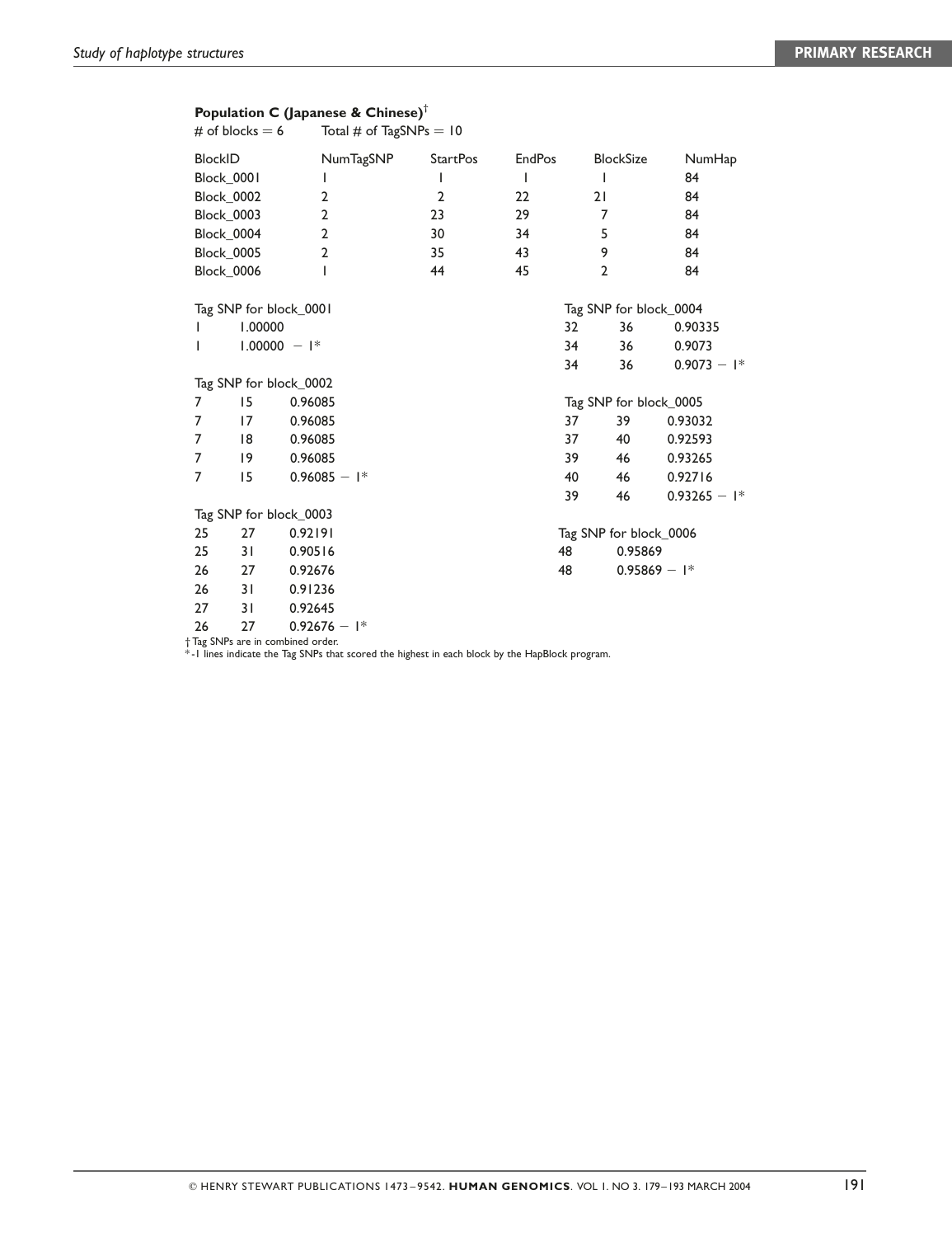**Population C (Japanese & Chinese)**[†]

\# of blocks = 6 Total # of TagSNPs = 10

| BlockID | NumTagSNP | StartPos | EndPos | BlockSize | NumHap |
|---|---|---|---|---|---|
| Block_0001 | 1 | 1 | 1 | 1 | 84 |
| Block_0002 | 2 | 2 | 22 | 21 | 84 |
| Block_0003 | 2 | 23 | 29 | 7 | 84 |
| Block_0004 | 2 | 30 | 34 | 5 | 84 |
| Block_0005 | 2 | 35 | 43 | 9 | 84 |
| Block_0006 | 1 | 44 | 45 | 2 | 84 |

Tag SNP for block_0001

| | |
|---|---|
| 1 | 1.00000 |
| 1 | 1.00000 − 1* |

Tag SNP for block_0002

| | | |
|---|---|---|
| 7 | 15 | 0.96085 |
| 7 | 17 | 0.96085 |
| 7 | 18 | 0.96085 |
| 7 | 19 | 0.96085 |
| 7 | 15 | 0.96085 − 1* |

Tag SNP for block_0003

| | | |
|---|---|---|
| 25 | 27 | 0.92191 |
| 25 | 31 | 0.90516 |
| 26 | 27 | 0.92676 |
| 26 | 31 | 0.91236 |
| 27 | 31 | 0.92645 |
| 26 | 27 | 0.92676 − 1* |

Tag SNP for block_0004

| | | |
|---|---|---|
| 32 | 36 | 0.90335 |
| 34 | 36 | 0.9073 |
| 34 | 36 | 0.9073 − 1* |

Tag SNP for block_0005

| | | |
|---|---|---|
| 37 | 39 | 0.93032 |
| 37 | 40 | 0.92593 |
| 39 | 46 | 0.93265 |
| 40 | 46 | 0.92716 |
| 39 | 46 | 0.93265 − 1* |

Tag SNP for block_0006

| | |
|---|---|
| 48 | 0.95869 |
| 48 | 0.95869 − 1* |

† Tag SNPs are in combined order.
*-1 lines indicate the Tag SNPs that scored the highest in each block by the HapBlock program.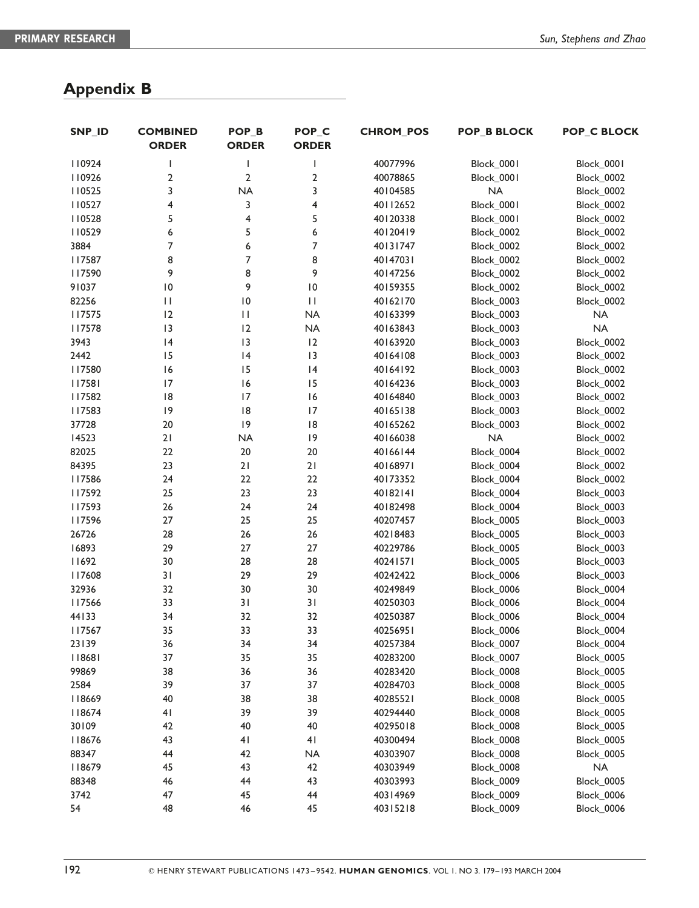## Appendix B

| SNP_ID | COMBINED ORDER | POP_B ORDER | POP_C ORDER | CHROM_POS | POP_B BLOCK | POP_C BLOCK |
|---|---|---|---|---|---|---|
| 110924 | 1 | 1 | 1 | 40077996 | Block_0001 | Block_0001 |
| 110926 | 2 | 2 | 2 | 40078865 | Block_0001 | Block_0002 |
| 110525 | 3 | NA | 3 | 40104585 | NA | Block_0002 |
| 110527 | 4 | 3 | 4 | 40112652 | Block_0001 | Block_0002 |
| 110528 | 5 | 4 | 5 | 40120338 | Block_0001 | Block_0002 |
| 110529 | 6 | 5 | 6 | 40120419 | Block_0002 | Block_0002 |
| 3884 | 7 | 6 | 7 | 40131747 | Block_0002 | Block_0002 |
| 117587 | 8 | 7 | 8 | 40147031 | Block_0002 | Block_0002 |
| 117590 | 9 | 8 | 9 | 40147256 | Block_0002 | Block_0002 |
| 91037 | 10 | 9 | 10 | 40159355 | Block_0002 | Block_0002 |
| 82256 | 11 | 10 | 11 | 40162170 | Block_0003 | Block_0002 |
| 117575 | 12 | 11 | NA | 40163399 | Block_0003 | NA |
| 117578 | 13 | 12 | NA | 40163843 | Block_0003 | NA |
| 3943 | 14 | 13 | 12 | 40163920 | Block_0003 | Block_0002 |
| 2442 | 15 | 14 | 13 | 40164108 | Block_0003 | Block_0002 |
| 117580 | 16 | 15 | 14 | 40164192 | Block_0003 | Block_0002 |
| 117581 | 17 | 16 | 15 | 40164236 | Block_0003 | Block_0002 |
| 117582 | 18 | 17 | 16 | 40164840 | Block_0003 | Block_0002 |
| 117583 | 19 | 18 | 17 | 40165138 | Block_0003 | Block_0002 |
| 37728 | 20 | 19 | 18 | 40165262 | Block_0003 | Block_0002 |
| 14523 | 21 | NA | 19 | 40166038 | NA | Block_0002 |
| 82025 | 22 | 20 | 20 | 40166144 | Block_0004 | Block_0002 |
| 84395 | 23 | 21 | 21 | 40168971 | Block_0004 | Block_0002 |
| 117586 | 24 | 22 | 22 | 40173352 | Block_0004 | Block_0002 |
| 117592 | 25 | 23 | 23 | 40182141 | Block_0004 | Block_0003 |
| 117593 | 26 | 24 | 24 | 40182498 | Block_0004 | Block_0003 |
| 117596 | 27 | 25 | 25 | 40207457 | Block_0005 | Block_0003 |
| 26726 | 28 | 26 | 26 | 40218483 | Block_0005 | Block_0003 |
| 16893 | 29 | 27 | 27 | 40229786 | Block_0005 | Block_0003 |
| 11692 | 30 | 28 | 28 | 40241571 | Block_0005 | Block_0003 |
| 117608 | 31 | 29 | 29 | 40242422 | Block_0006 | Block_0003 |
| 32936 | 32 | 30 | 30 | 40249849 | Block_0006 | Block_0004 |
| 117566 | 33 | 31 | 31 | 40250303 | Block_0006 | Block_0004 |
| 44133 | 34 | 32 | 32 | 40250387 | Block_0006 | Block_0004 |
| 117567 | 35 | 33 | 33 | 40256951 | Block_0006 | Block_0004 |
| 23139 | 36 | 34 | 34 | 40257384 | Block_0007 | Block_0004 |
| 118681 | 37 | 35 | 35 | 40283200 | Block_0007 | Block_0005 |
| 99869 | 38 | 36 | 36 | 40283420 | Block_0008 | Block_0005 |
| 2584 | 39 | 37 | 37 | 40284703 | Block_0008 | Block_0005 |
| 118669 | 40 | 38 | 38 | 40285521 | Block_0008 | Block_0005 |
| 118674 | 41 | 39 | 39 | 40294440 | Block_0008 | Block_0005 |
| 30109 | 42 | 40 | 40 | 40295018 | Block_0008 | Block_0005 |
| 118676 | 43 | 41 | 41 | 40300494 | Block_0008 | Block_0005 |
| 88347 | 44 | 42 | NA | 40303907 | Block_0008 | Block_0005 |
| 118679 | 45 | 43 | 42 | 40303949 | Block_0008 | NA |
| 88348 | 46 | 44 | 43 | 40303993 | Block_0009 | Block_0005 |
| 3742 | 47 | 45 | 44 | 40314969 | Block_0009 | Block_0006 |
| 54 | 48 | 46 | 45 | 40315218 | Block_0009 | Block_0006 |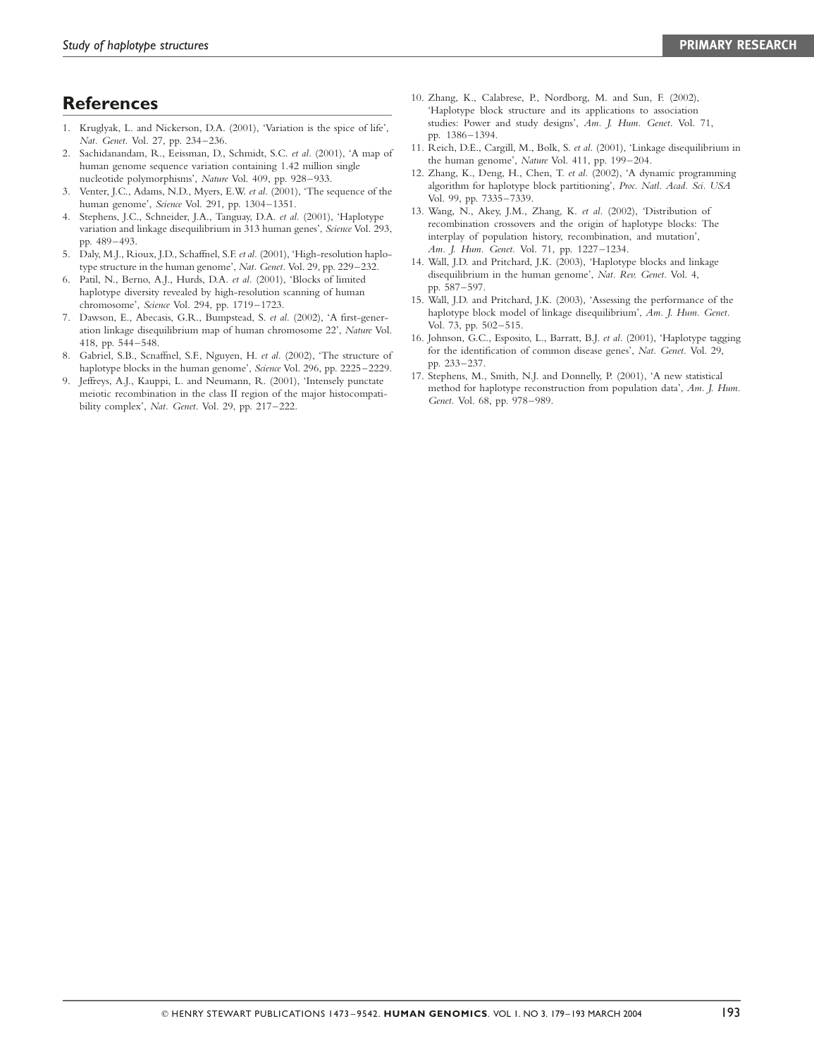## References

1. Kruglyak, L. and Nickerson, D.A. (2001), 'Variation is the spice of life', *Nat. Genet.* Vol. 27, pp. 234–236.
2. Sachidanandam, R., Eeissman, D., Schmidt, S.C. *et al.* (2001), 'A map of human genome sequence variation containing 1.42 million single nucleotide polymorphisms', *Nature* Vol. 409, pp. 928–933.
3. Venter, J.C., Adams, N.D., Myers, E.W. *et al.* (2001), 'The sequence of the human genome', *Science* Vol. 291, pp. 1304–1351.
4. Stephens, J.C., Schneider, J.A., Tanguay, D.A. *et al.* (2001), 'Haplotype variation and linkage disequilibrium in 313 human genes', *Science* Vol. 293, pp. 489–493.
5. Daly, M.J., Rioux, J.D., Schaffnel, S.F. *et al.* (2001), 'High-resolution haplotype structure in the human genome', *Nat. Genet.* Vol. 29, pp. 229–232.
6. Patil, N., Berno, A.J., Hurds, D.A. *et al.* (2001), 'Blocks of limited haplotype diversity revealed by high-resolution scanning of human chromosome', *Science* Vol. 294, pp. 1719–1723.
7. Dawson, E., Abecasis, G.R., Bumpstead, S. *et al.* (2002), 'A first-generation linkage disequilibrium map of human chromosome 22', *Nature* Vol. 418, pp. 544–548.
8. Gabriel, S.B., Scnaffnel, S.F., Nguyen, H. *et al.* (2002), 'The structure of haplotype blocks in the human genome', *Science* Vol. 296, pp. 2225–2229.
9. Jeffreys, A.J., Kauppi, L. and Neumann, R. (2001), 'Intensely punctate meiotic recombination in the class II region of the major histocompatibility complex', *Nat. Genet.* Vol. 29, pp. 217–222.
10. Zhang, K., Calabrese, P., Nordborg, M. and Sun, F. (2002), 'Haplotype block structure and its applications to association studies: Power and study designs', *Am. J. Hum. Genet.* Vol. 71, pp. 1386–1394.
11. Reich, D.E., Cargill, M., Bolk, S. *et al.* (2001), 'Linkage disequilibrium in the human genome', *Nature* Vol. 411, pp. 199–204.
12. Zhang, K., Deng, H., Chen, T. *et al.* (2002), 'A dynamic programming algorithm for haplotype block partitioning', *Proc. Natl. Acad. Sci. USA* Vol. 99, pp. 7335–7339.
13. Wang, N., Akey, J.M., Zhang, K. *et al.* (2002), 'Distribution of recombination crossovers and the origin of haplotype blocks: The interplay of population history, recombination, and mutation', *Am. J. Hum. Genet.* Vol. 71, pp. 1227–1234.
14. Wall, J.D. and Pritchard, J.K. (2003), 'Haplotype blocks and linkage disequilibrium in the human genome', *Nat. Rev. Genet.* Vol. 4, pp. 587–597.
15. Wall, J.D. and Pritchard, J.K. (2003), 'Assessing the performance of the haplotype block model of linkage disequilibrium', *Am. J. Hum. Genet.* Vol. 73, pp. 502–515.
16. Johnson, G.C., Esposito, L., Barratt, B.J. *et al.* (2001), 'Haplotype tagging for the identification of common disease genes', *Nat. Genet.* Vol. 29, pp. 233–237.
17. Stephens, M., Smith, N.J. and Donnelly, P. (2001), 'A new statistical method for haplotype reconstruction from population data', *Am. J. Hum. Genet.* Vol. 68, pp. 978–989.